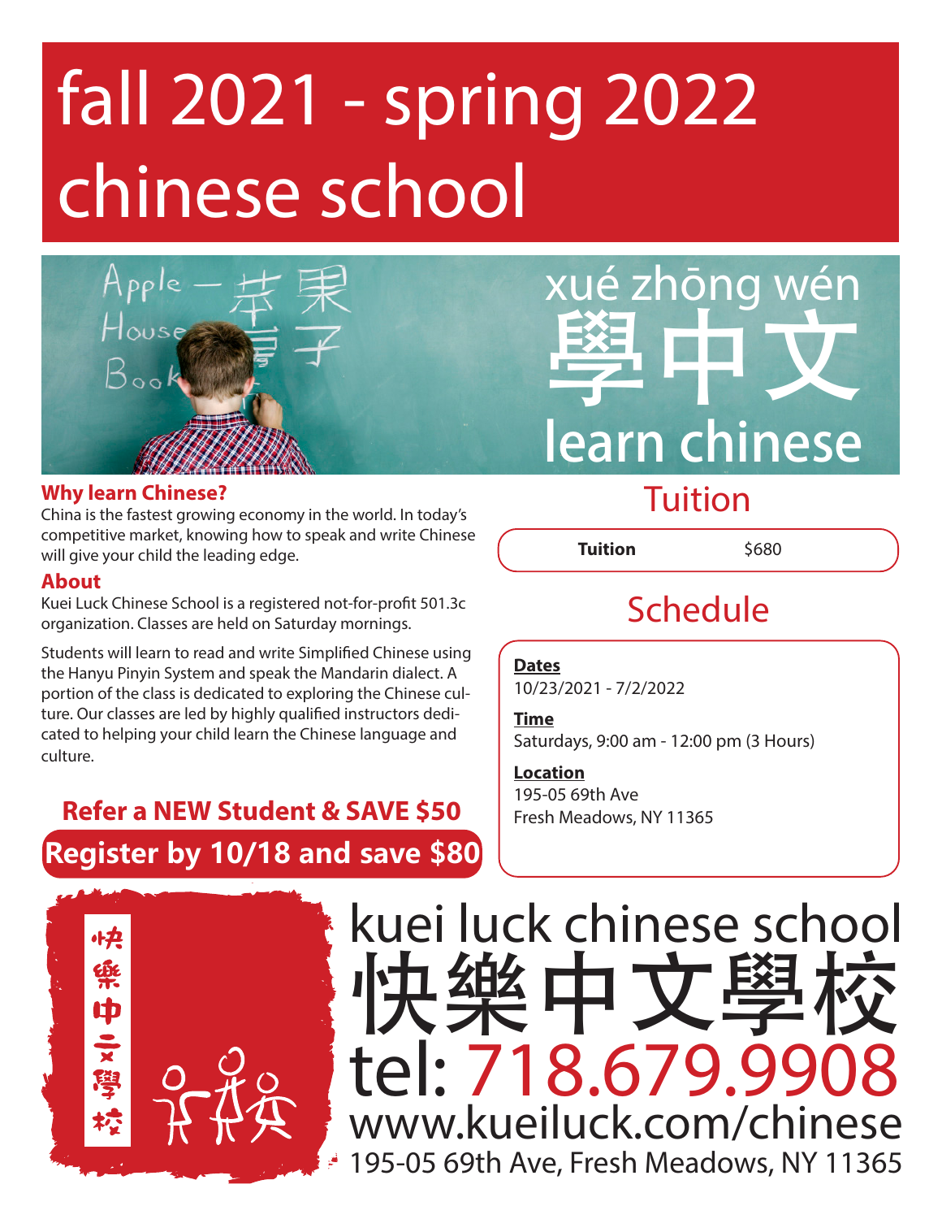# fall 2021 - spring 2022 chinese school

xué zhōng wén

學中文

learn chinese

### Why learn Chinese?

China is the fastest growing economy in the world. In today's competitive market, knowing how to speak and write Chinese will give your child the leading edge.

### About

Kuei Luck Chinese School is a registered not-for-profit 501.3c organization. Classes are held on Saturday mornings.

Students will learn to read and write Simplified Chinese using the Hanyu Pinyin System and speak the Mandarin dialect. A portion of the class is dedicated to exploring the Chinese culture. Our classes are led by highly qualified instructors dedicated to helping your child learn the Chinese language and culture.

**Refer a NEW Student & SAVE $50**

**Register by 10/18 and save $80**

## Tuition

| Tuition | $680 |
| --- | --- |

## Schedule

**Dates**
10/23/2021 - 7/2/2022

**Time**
Saturdays, 9:00 am - 12:00 pm (3 Hours)

**Location**
195-05 69th Ave
Fresh Meadows, NY 11365

快樂中文學校

## kuei luck chinese school

## 快樂中文學校

tel: 718.679.9908

www.kueiluck.com/chinese

195-05 69th Ave, Fresh Meadows, NY 11365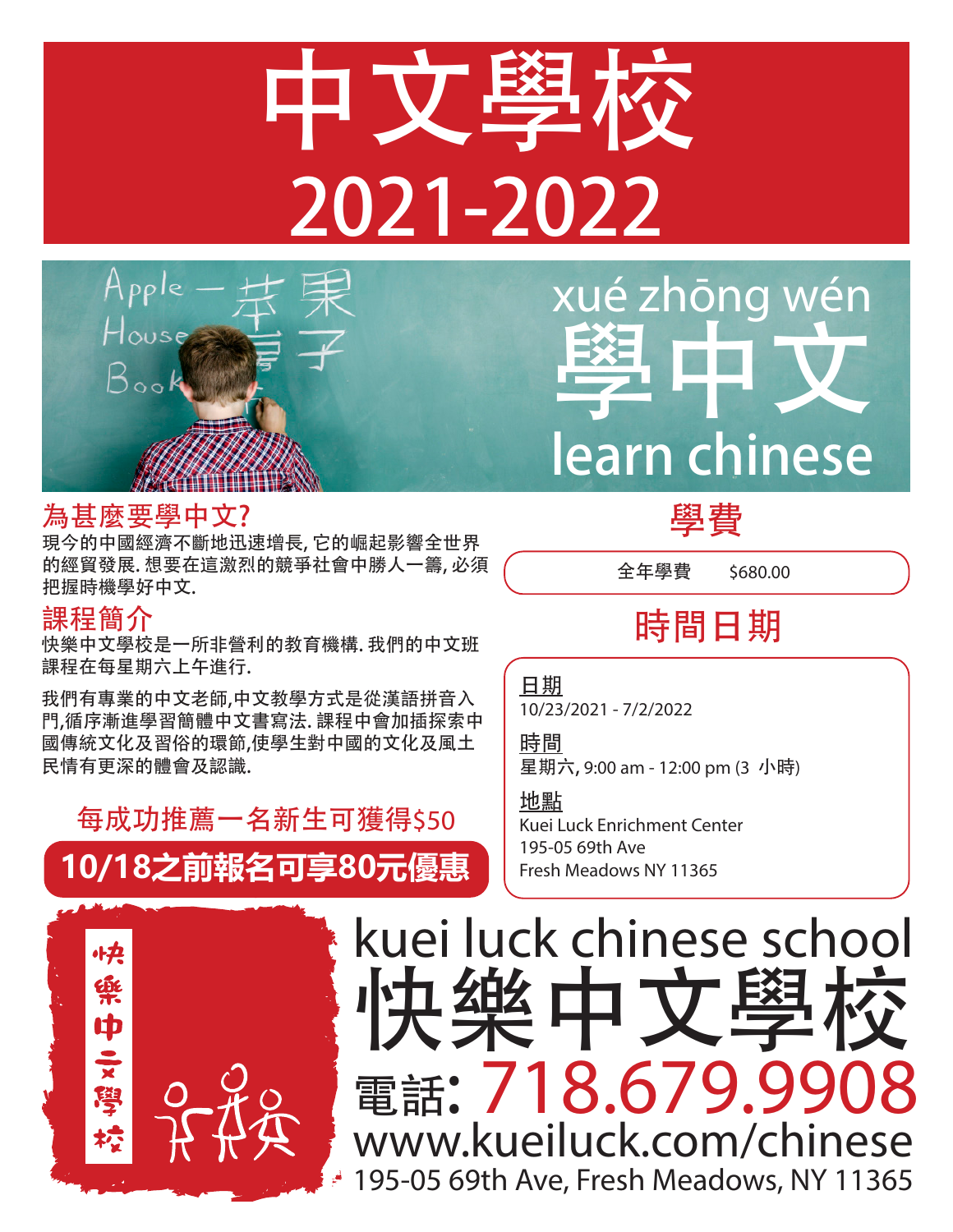# 中文學校 2021-2022

xué zhōng wén

# 學中文

learn chinese

## 為甚麼要學中文?

現今的中國經濟不斷地迅速增長, 它的崛起影響全世界的經貿發展. 想要在這激烈的競爭社會中勝人一籌, 必須把握時機學好中文.

## 課程簡介

快樂中文學校是一所非營利的教育機構. 我們的中文班課程在每星期六上午進行.

我們有專業的中文老師,中文教學方式是從漢語拼音入門,循序漸進學習簡體中文書寫法. 課程中會加插探索中國傳統文化及習俗的環節,使學生對中國的文化及風土民情有更深的體會及認識.

每成功推薦一名新生可獲得$50

**10/18之前報名可享80元優惠**

## 學費

全年學費 $680.00

## 時間日期

**日期**
10/23/2021 - 7/2/2022

**時間**
星期六, 9:00 am - 12:00 pm (3 小時)

**地點**
Kuei Luck Enrichment Center
195-05 69th Ave
Fresh Meadows NY 11365

快樂中文學校

kuei luck chinese school

# 快樂中文學校

電話: 718.679.9908

www.kueiluck.com/chinese

195-05 69th Ave, Fresh Meadows, NY 11365